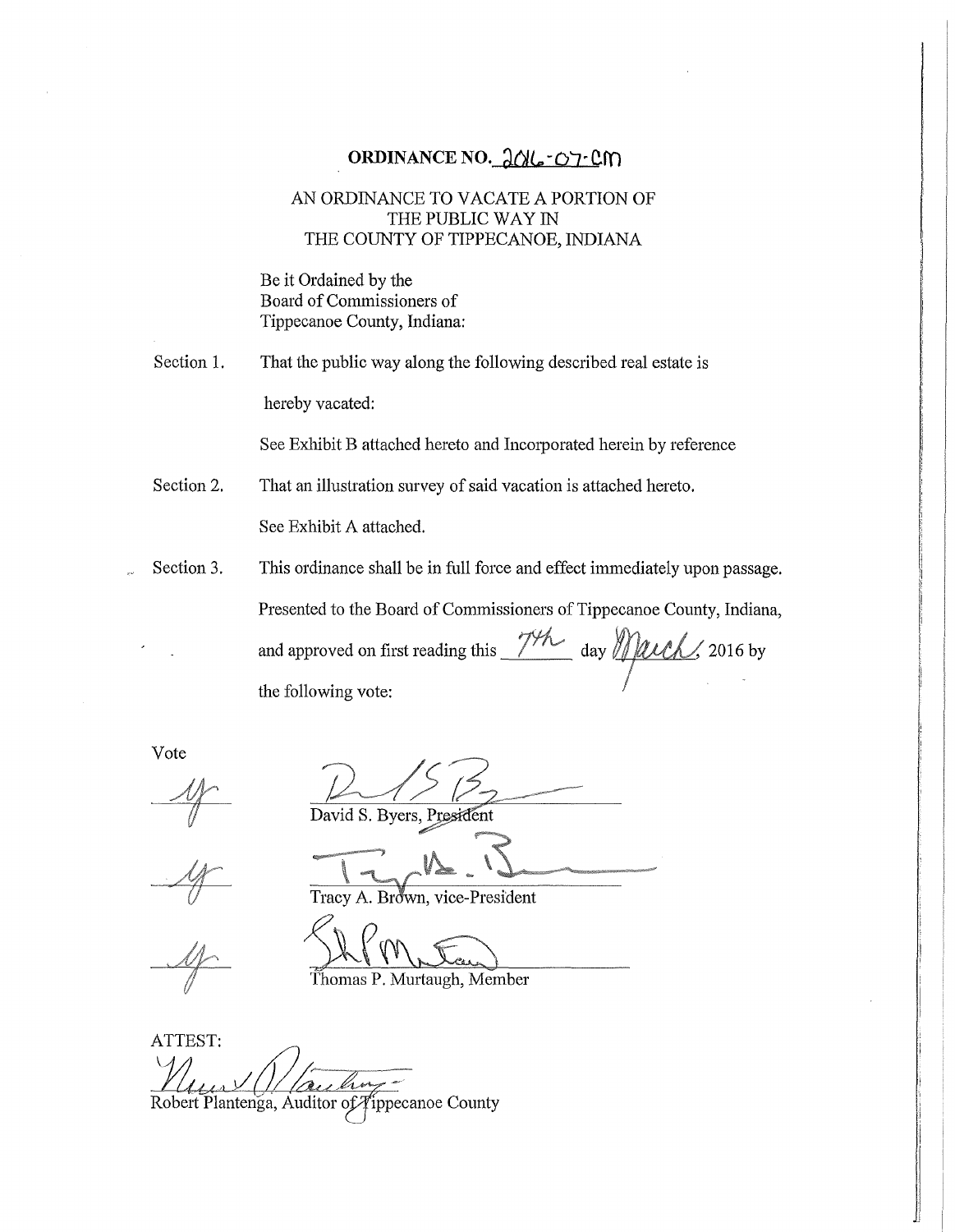# ORDINANCE NO. 2016-07-CM

## AN ORDINANCE TO VACATE A PORTION OF THE PUBLIC WAY IN THE COUNTY OF TIPPECANOE, INDIANA

Be it Ordained by the
Board of Commissioners of
Tippecanoe County, Indiana:

Section 1. That the public way along the following described real estate is hereby vacated:

See Exhibit B attached hereto and Incorporated herein by reference

Section 2. That an illustration survey of said vacation is attached hereto.

See Exhibit A attached.

Section 3. This ordinance shall be in full force and effect immediately upon passage.

Presented to the Board of Commissioners of Tippecanoe County, Indiana, and approved on first reading this 7th day March, 2016 by the following vote:

| Vote | |
|---|---|
| Y | David S. Byers, President |
| Y | Tracy A. Brown, vice-President |
| Y | Thomas P. Murtaugh, Member |

ATTEST:

Robert Plantenga, Auditor of Tippecanoe County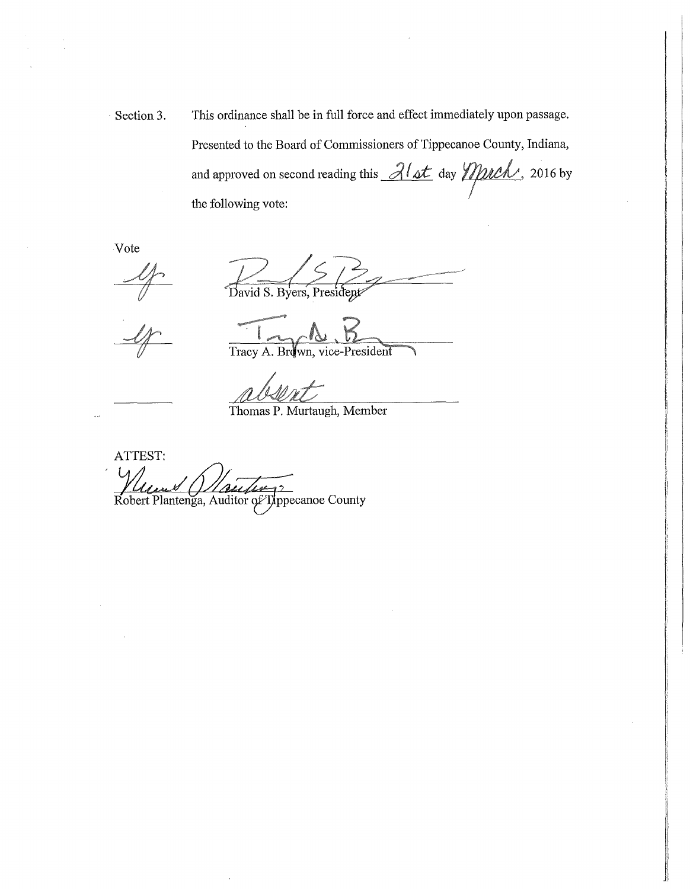Section 3. This ordinance shall be in full force and effect immediately upon passage.

Presented to the Board of Commissioners of Tippecanoe County, Indiana, and approved on second reading this 21st day March, 2016 by the following vote:

| Vote | |
|---|---|
| Y | David S. Byers, President |
| Y | Tracy A. Brown, vice-President |
| | absent<br>Thomas P. Murtaugh, Member |

ATTEST:

Robert Plantenga, Auditor of Tippecanoe County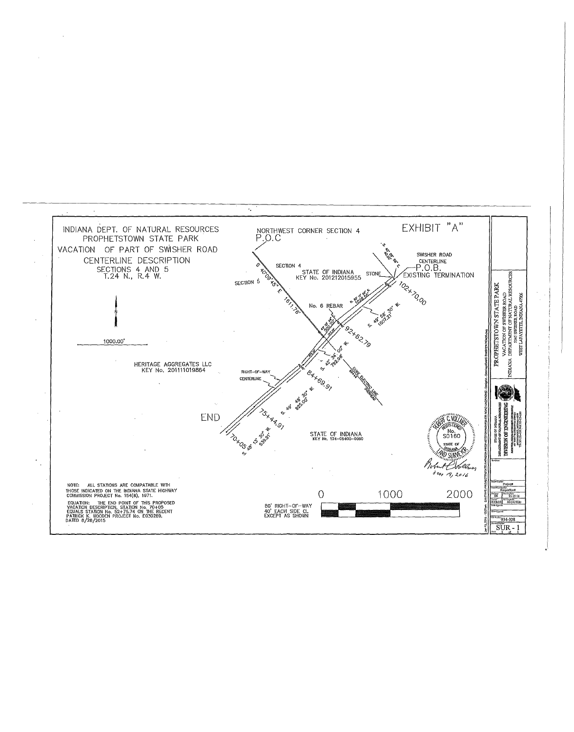# INDIANA DEPT. OF NATURAL RESOURCES
## PROPHETSTOWN STATE PARK
## VACATION OF PART OF SWISHER ROAD
### CENTERLINE DESCRIPTION
SECTIONS 4 AND 5
T.24 N., R.4 W.

EXHIBIT "A"

NORTHWEST CORNER SECTION 4
P.O.C

SECTION 4

SECTION 5

S 40°09'45" E
1611.76'

STATE OF INDIANA
KEY No. 201212015955

STONE

SWISHER ROAD
CENTERLINE
P.O.B.
EXISTING TERMINATION

S 40°06'40.00" E

102+70.00

No. 6 REBAR

S. 49°58'30" W.
1007.21'

92+62.79

S. 42°34'00" W.
792.88'

DUKE ELECTRIC LINE OVERHEAD

84+69.91

RIGHT-OF-WAY
CENTERLINE

HERITAGE AGGREGATES LLC
KEY No. 201111019864

S. 49°49'30" W.
925.00'

75+44.91

END

70+05

S. 45°13'30" W.
539.91'

STATE OF INDIANA
KEY No. 124-05400-0060

1000.00'

0 1000 2000

80' RIGHT-OF-WAY
40' EACH SIDE CL
EXCEPT AS SHOWN

NOTE: ALL STATIONS ARE COMPATABLE WITH THOSE INDICATED ON THE INDIANA STATE HIGHWAY COMMISSION PROJECT No. 154(8), 1971.

EQUATION: THE END POINT OF THIS PROPOSED VACATION DESCRIPTION, STATION No. 70+05 EQUALS STATION No. 52+75.74 ON THE RECENT PATRICK K. WOODEN PROJECT No. E030289, DATED 8/28/2015

ROBERT C. VOLLMER
REGISTERED
No. S0160
STATE OF INDIANA
LAND SURVEYOR

Robert C Vollmer
Jan 19, 2016

PROPHETSTOWN STATE PARK
VACATION OF SWISHER ROAD
INDIANA DEPARTMENT OF NATURAL RESOURCES
5545 SWISHER ROAD
WEST LAFAYETTE, INDIANA 47906

STATE OF INDIANA
DEPARTMENT OF NATURAL RESOURCES
DIVISION OF ENGINEERING

Project
Requisition
01-19-16
RV&DS
AS NOTED
034-028
SUR - 1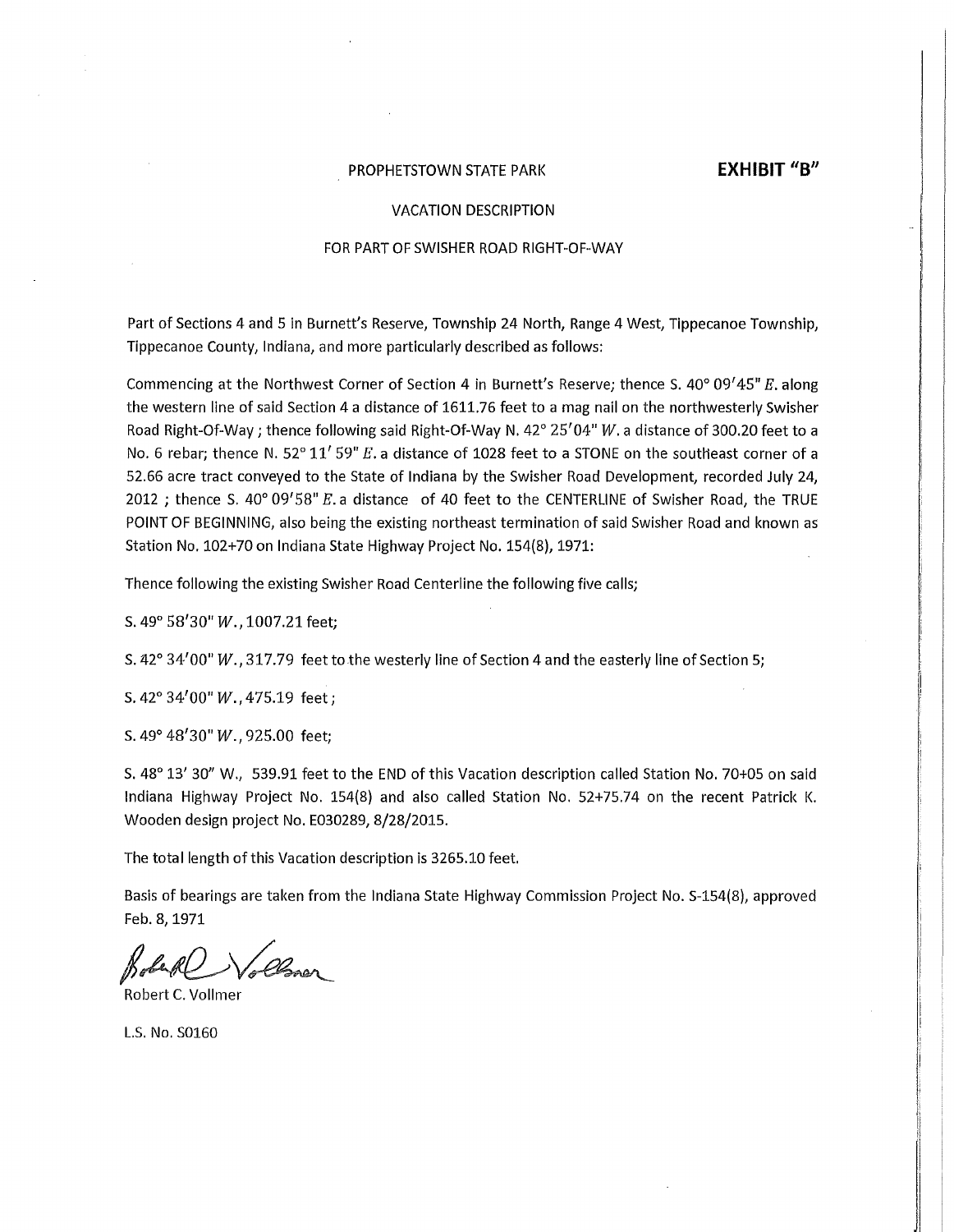PROPHETSTOWN STATE PARK **EXHIBIT "B"**

VACATION DESCRIPTION

FOR PART OF SWISHER ROAD RIGHT-OF-WAY

Part of Sections 4 and 5 in Burnett's Reserve, Township 24 North, Range 4 West, Tippecanoe Township, Tippecanoe County, Indiana, and more particularly described as follows:

Commencing at the Northwest Corner of Section 4 in Burnett's Reserve; thence S. 40° 09'45" E. along the western line of said Section 4 a distance of 1611.76 feet to a mag nail on the northwesterly Swisher Road Right-Of-Way ; thence following said Right-Of-Way N. 42° 25'04" W. a distance of 300.20 feet to a No. 6 rebar; thence N. 52° 11' 59" E. a distance of 1028 feet to a STONE on the southeast corner of a 52.66 acre tract conveyed to the State of Indiana by the Swisher Road Development, recorded July 24, 2012 ; thence S. 40° 09'58" E. a distance of 40 feet to the CENTERLINE of Swisher Road, the TRUE POINT OF BEGINNING, also being the existing northeast termination of said Swisher Road and known as Station No. 102+70 on Indiana State Highway Project No. 154(8), 1971:

Thence following the existing Swisher Road Centerline the following five calls;

S. 49° 58'30" W., 1007.21 feet;

S. 42° 34'00" W., 317.79 feet to the westerly line of Section 4 and the easterly line of Section 5;

S. 42° 34'00" W., 475.19 feet ;

S. 49° 48'30" W., 925.00 feet;

S. 48° 13' 30" W., 539.91 feet to the END of this Vacation description called Station No. 70+05 on said Indiana Highway Project No. 154(8) and also called Station No. 52+75.74 on the recent Patrick K. Wooden design project No. E030289, 8/28/2015.

The total length of this Vacation description is 3265.10 feet.

Basis of bearings are taken from the Indiana State Highway Commission Project No. S-154(8), approved Feb. 8, 1971

Robert C. Vollmer

L.S. No. S0160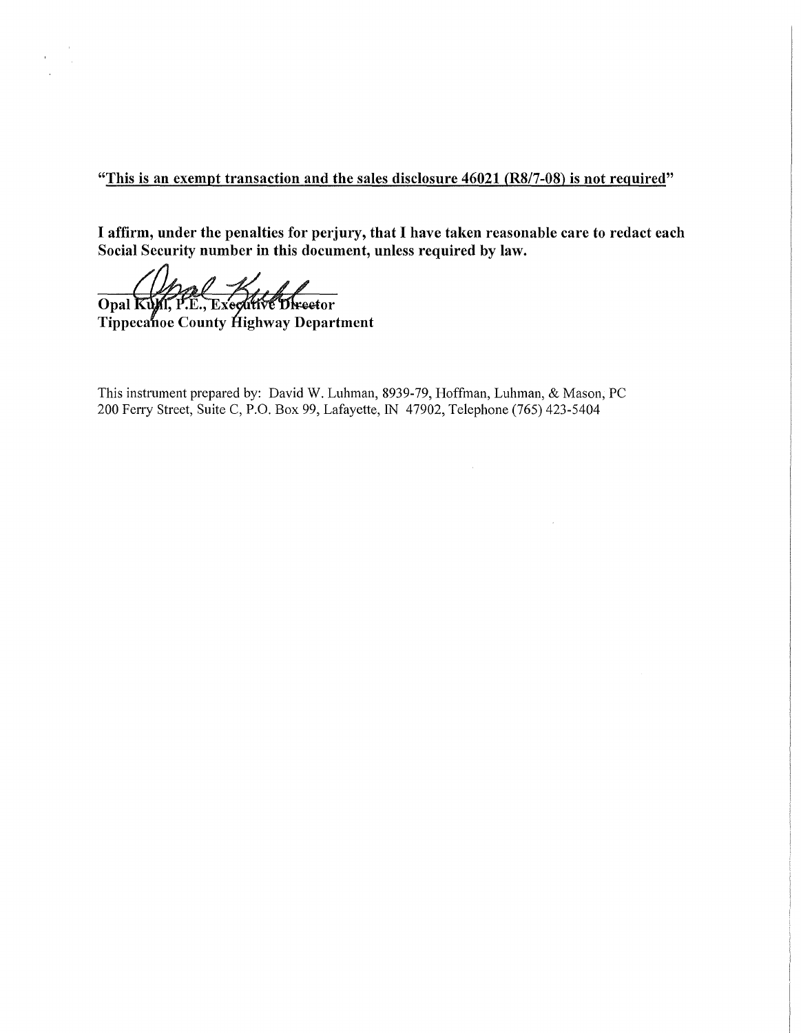<u>"This is an exempt transaction and the sales disclosure 46021 (R8/7-08) is not required"</u>

**I affirm, under the penalties for perjury, that I have taken reasonable care to redact each Social Security number in this document, unless required by law.**

**Opal Kuhl, P.E., Executive Director**
**Tippecanoe County Highway Department**

This instrument prepared by: David W. Luhman, 8939-79, Hoffman, Luhman, & Mason, PC
200 Ferry Street, Suite C, P.O. Box 99, Lafayette, IN 47902, Telephone (765) 423-5404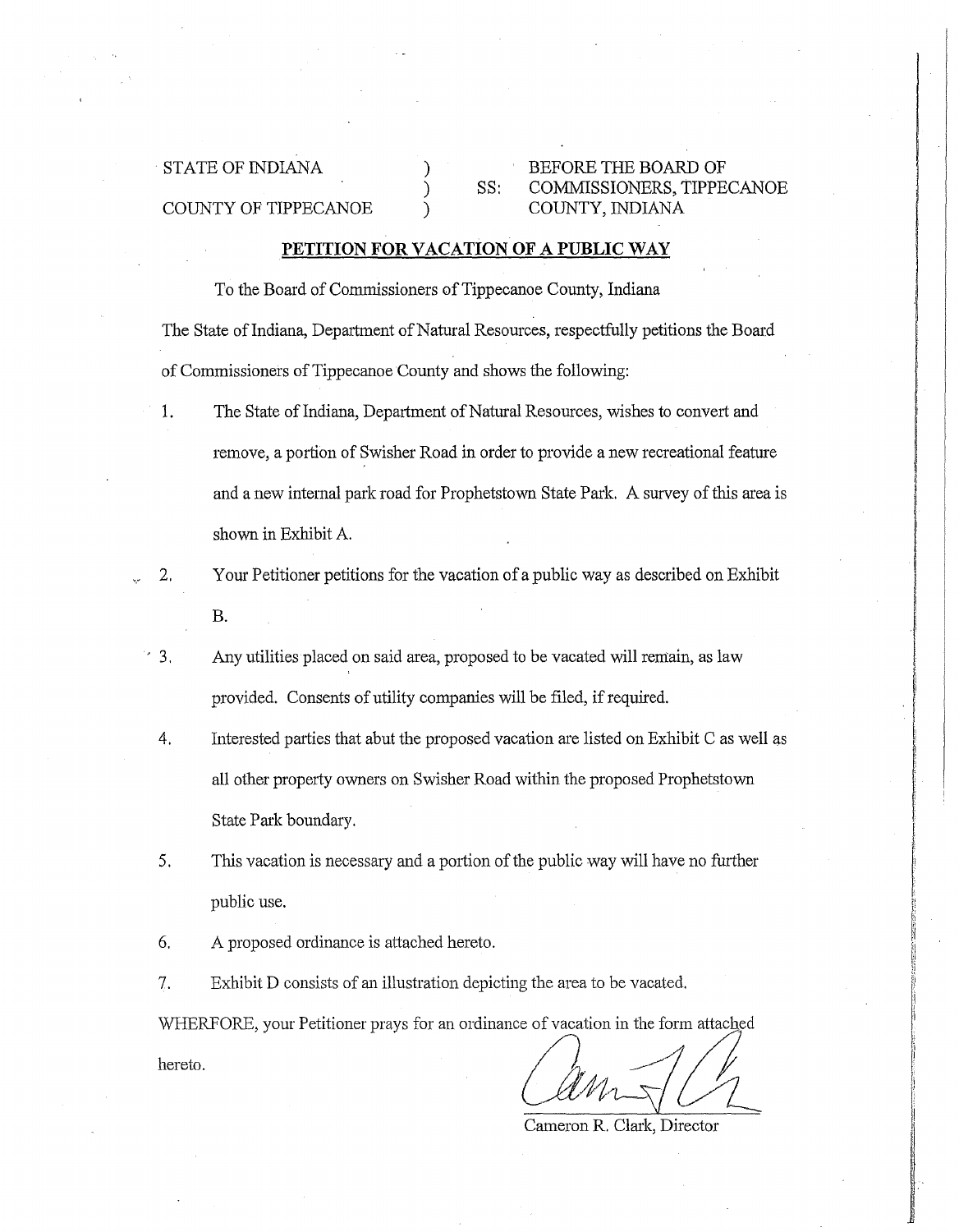STATE OF INDIANA ) BEFORE THE BOARD OF
) SS: COMMISSIONERS, TIPPECANOE
COUNTY OF TIPPECANOE ) COUNTY, INDIANA

**PETITION FOR VACATION OF A PUBLIC WAY**

To the Board of Commissioners of Tippecanoe County, Indiana

The State of Indiana, Department of Natural Resources, respectfully petitions the Board of Commissioners of Tippecanoe County and shows the following:

1. The State of Indiana, Department of Natural Resources, wishes to convert and remove, a portion of Swisher Road in order to provide a new recreational feature and a new internal park road for Prophetstown State Park. A survey of this area is shown in Exhibit A.

2. Your Petitioner petitions for the vacation of a public way as described on Exhibit B.

3. Any utilities placed on said area, proposed to be vacated will remain, as law provided. Consents of utility companies will be filed, if required.

4. Interested parties that abut the proposed vacation are listed on Exhibit C as well as all other property owners on Swisher Road within the proposed Prophetstown State Park boundary.

5. This vacation is necessary and a portion of the public way will have no further public use.

6. A proposed ordinance is attached hereto.

7. Exhibit D consists of an illustration depicting the area to be vacated.

WHERFORE, your Petitioner prays for an ordinance of vacation in the form attached hereto.

Cameron R. Clark, Director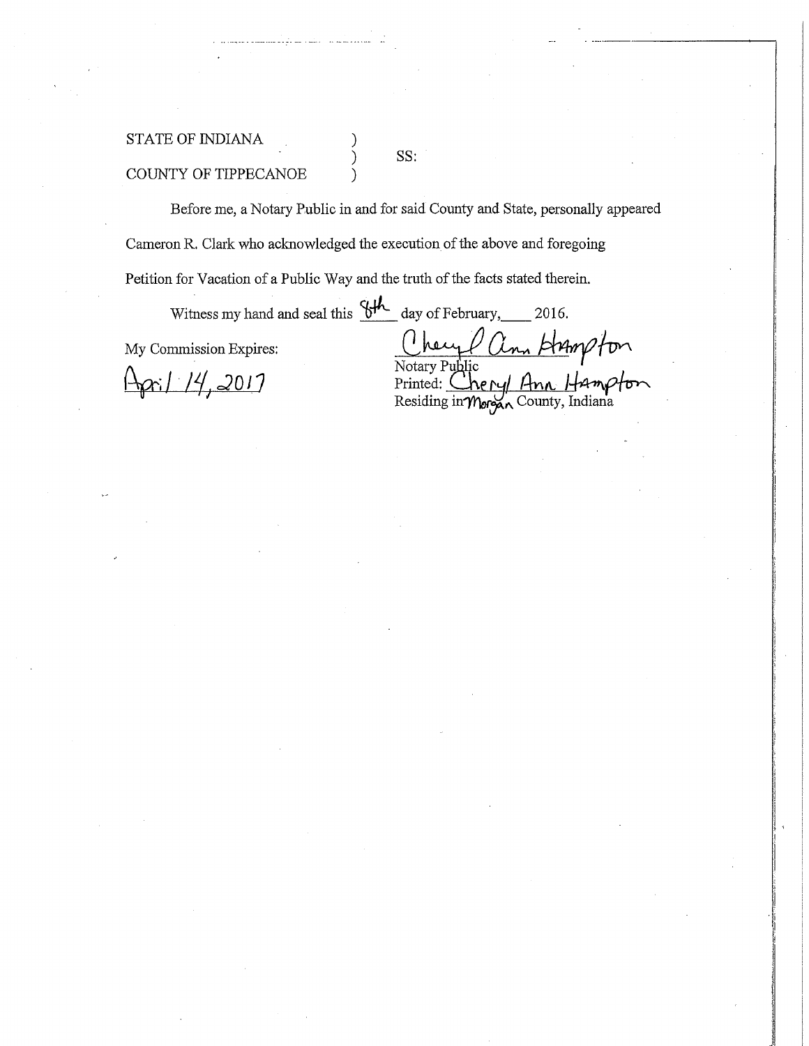STATE OF INDIANA )
) SS:
COUNTY OF TIPPECANOE )

Before me, a Notary Public in and for said County and State, personally appeared Cameron R. Clark who acknowledged the execution of the above and foregoing Petition for Vacation of a Public Way and the truth of the facts stated therein.

Witness my hand and seal this 8th day of February, ____ 2016.

My Commission Expires:

April 14, 2017

Cheryl Ann Hampton
Notary Public
Printed: Cheryl Ann Hampton
Residing in Morgan County, Indiana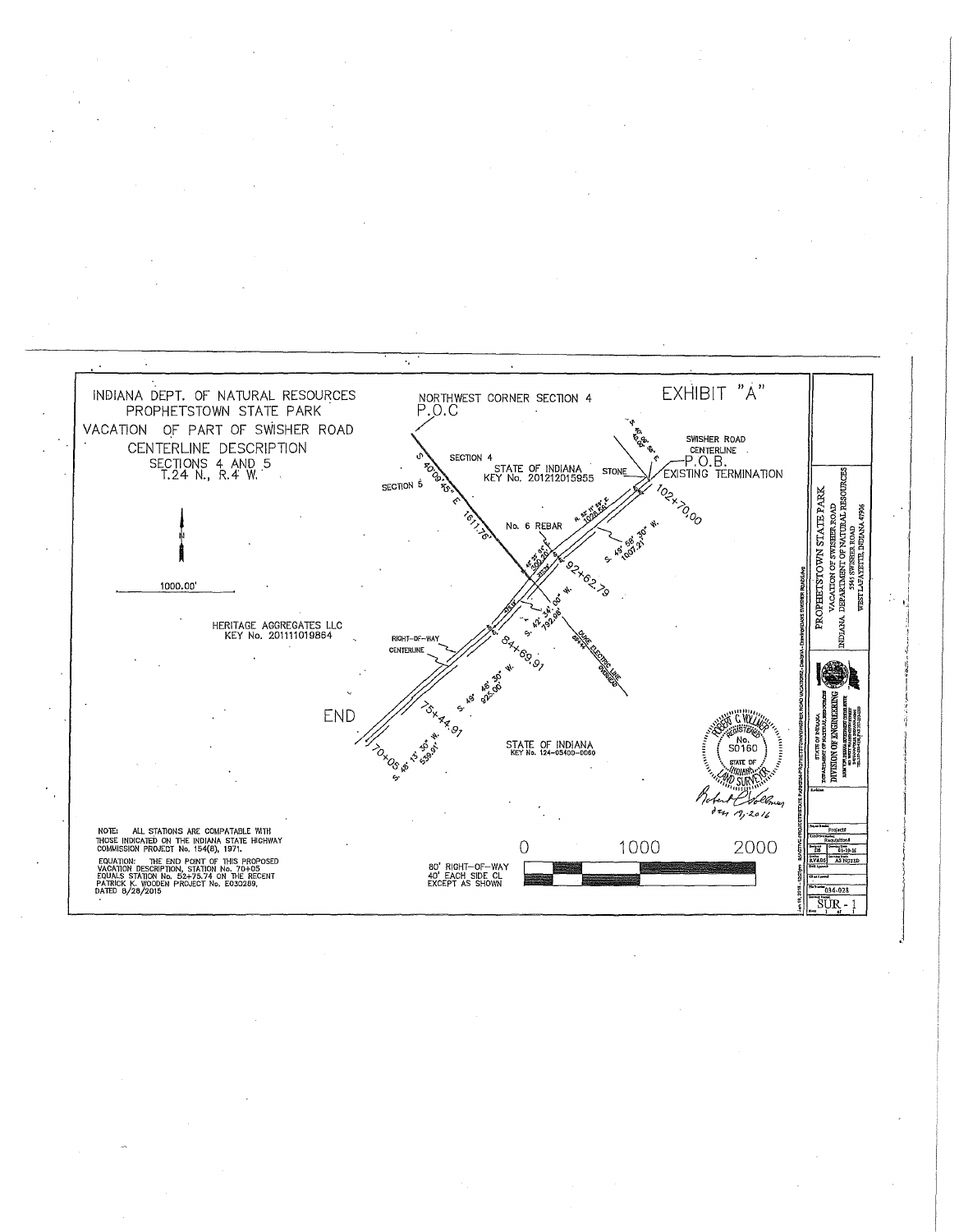# EXHIBIT "A"

## INDIANA DEPT. OF NATURAL RESOURCES
## PROPHETSTOWN STATE PARK
## VACATION OF PART OF SWISHER ROAD
## CENTERLINE DESCRIPTION
SECTIONS 4 AND 5
T.24 N., R.4 W.

N

1000.00'

NORTHWEST CORNER SECTION 4
P.O.C

SECTION 4

SECTION 5

S 40°09'45" E 1611.76'

STATE OF INDIANA
KEY No. 201212015955

STONE

SWISHER ROAD CENTERLINE
P.O.B.
EXISTING TERMINATION

S 40°09'58" E 40.00'

102+70.00

No. 6 REBAR

N 49°58'30" E 1029.56'

N 42°34'00" E 300.20'

S 49°58'30" W 1007.21'

92+62.79

S 42°34'00" W 792.88'

DUKE ELECTRIC LINE

84+69.91

HERITAGE AGGREGATES LLC
KEY No. 201111019864

RIGHT-OF-WAY

CENTERLINE

S 49°48'30" W 925.00'

END

75+44.91

70+05

S 45°13'30" W 539.91'

STATE OF INDIANA
KEY No. 124-05400-0060

ROBERT C. VOLLMER
REGISTERED
No. S0160
STATE OF INDIANA
LAND SURVEYOR

Jan 19, 2016

NOTE: ALL STATIONS ARE COMPATABLE WITH THOSE INDICATED ON THE INDIANA STATE HIGHWAY COMMISSION PROJECT No. 154(8), 1971.

EQUATION: THE END POINT OF THIS PROPOSED VACATION DESCRIPTION, STATION No. 70+05 EQUALS STATION No. 52+75.74 ON THE RECENT PATRICK K. WOODEN PROJECT No. E030289, DATED 8/28/2015

80' RIGHT-OF-WAY
40' EACH SIDE CL
EXCEPT AS SHOWN

0 1000 2000

PROPHETSTOWN STATE PARK
VACATION OF SWISHER ROAD
INDIANA DEPARTMENT OF NATURAL RESOURCES
5545 SWISHER ROAD
WEST LAFAYETTE, INDIANA 47906

STATE OF INDIANA
DEPARTMENT OF NATURAL RESOURCES
DIVISION OF ENGINEERING

Project

Requisition

01-19-16

RVADG

AS NOTED

034-028

SUR - 1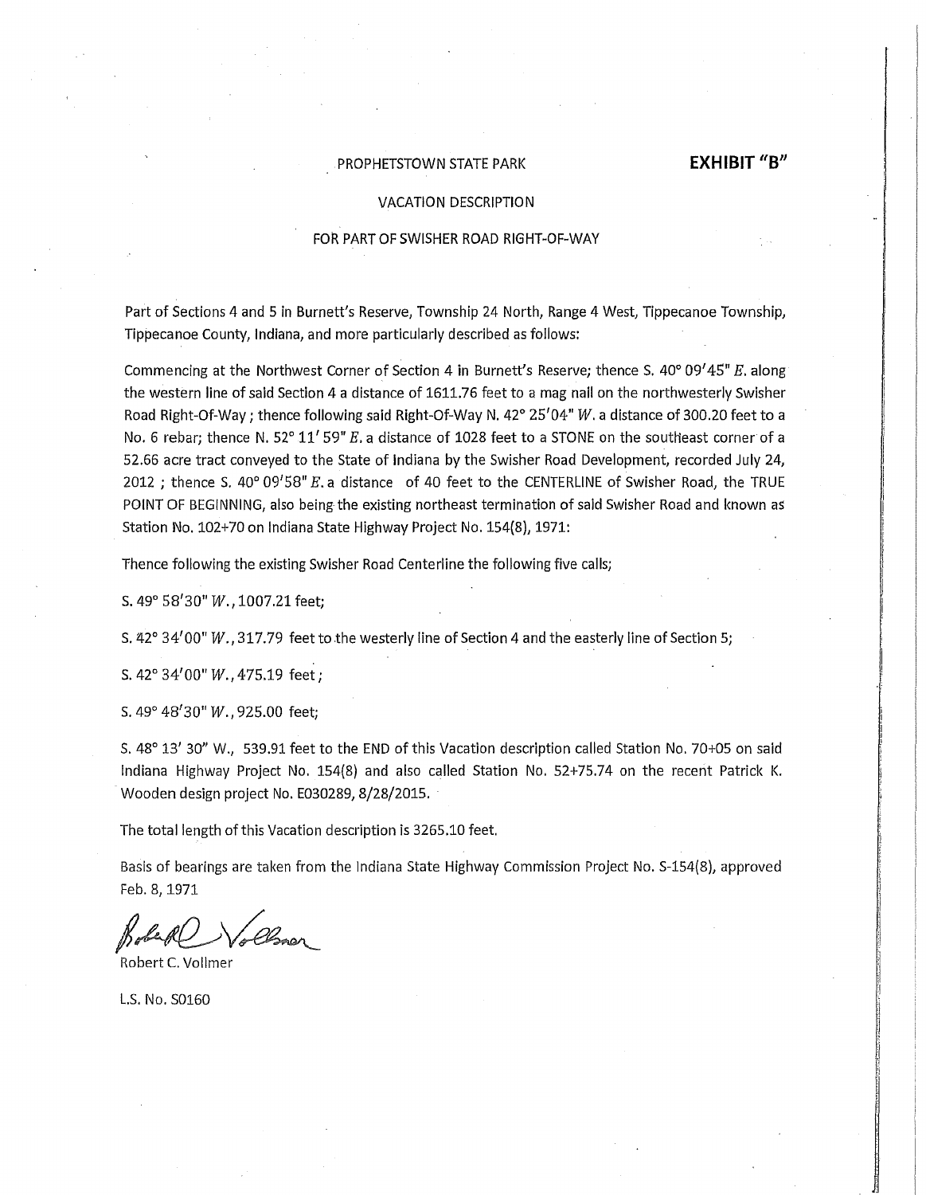**EXHIBIT "B"**

PROPHETSTOWN STATE PARK

VACATION DESCRIPTION

FOR PART OF SWISHER ROAD RIGHT-OF-WAY

Part of Sections 4 and 5 in Burnett's Reserve, Township 24 North, Range 4 West, Tippecanoe Township, Tippecanoe County, Indiana, and more particularly described as follows:

Commencing at the Northwest Corner of Section 4 in Burnett's Reserve; thence S. 40° 09′45" *E.* along the western line of said Section 4 a distance of 1611.76 feet to a mag nail on the northwesterly Swisher Road Right-Of-Way ; thence following said Right-Of-Way N. 42° 25′04" *W.* a distance of 300.20 feet to a No. 6 rebar; thence N. 52° 11′ 59" *E.* a distance of 1028 feet to a STONE on the southeast corner of a 52.66 acre tract conveyed to the State of Indiana by the Swisher Road Development, recorded July 24, 2012 ; thence S. 40° 09′58" *E.* a distance of 40 feet to the CENTERLINE of Swisher Road, the TRUE POINT OF BEGINNING, also being the existing northeast termination of said Swisher Road and known as Station No. 102+70 on Indiana State Highway Project No. 154(8), 1971:

Thence following the existing Swisher Road Centerline the following five calls;

S. 49° 58′30" *W.*, 1007.21 feet;

S. 42° 34′00" *W.*, 317.79 feet to the westerly line of Section 4 and the easterly line of Section 5;

S. 42° 34′00" *W.*, 475.19 feet ;

S. 49° 48′30" *W.*, 925.00 feet;

S. 48° 13′ 30" W., 539.91 feet to the END of this Vacation description called Station No. 70+05 on said Indiana Highway Project No. 154(8) and also called Station No. 52+75.74 on the recent Patrick K. Wooden design project No. E030289, 8/28/2015.

The total length of this Vacation description is 3265.10 feet.

Basis of bearings are taken from the Indiana State Highway Commission Project No. S-154(8), approved Feb. 8, 1971

Robert C. Vollmer

L.S. No. S0160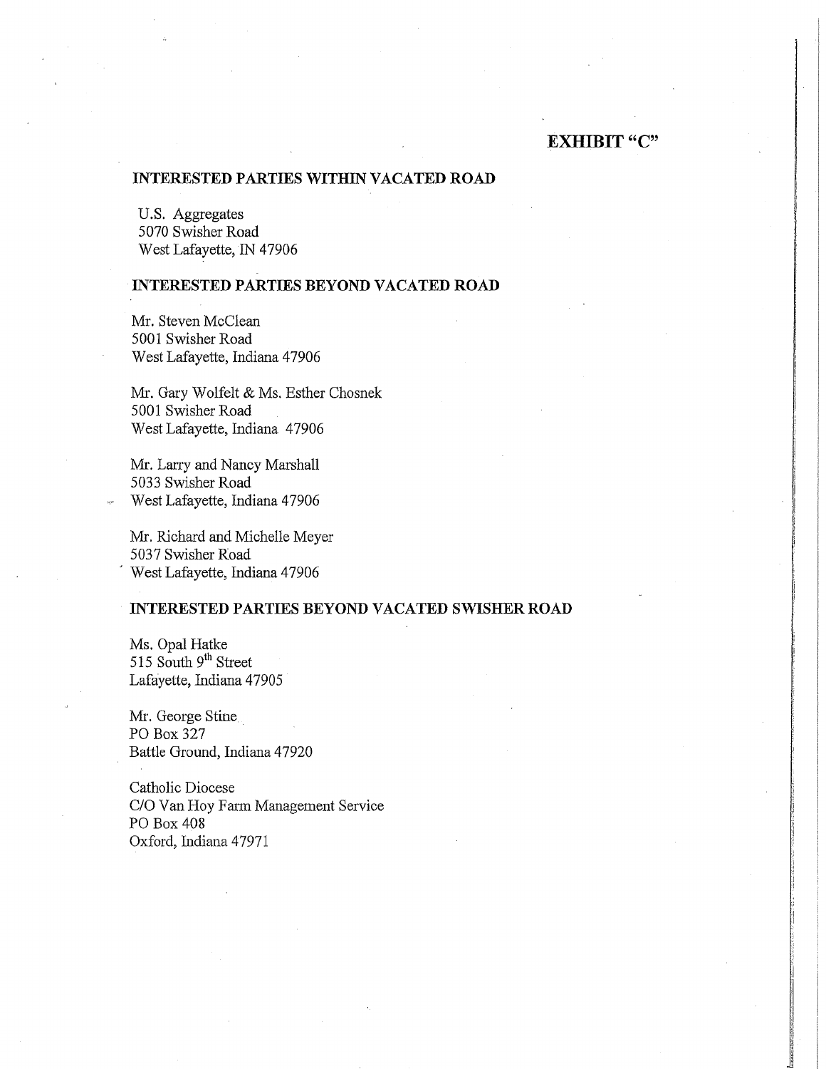# EXHIBIT "C"

## INTERESTED PARTIES WITHIN VACATED ROAD

U.S. Aggregates
5070 Swisher Road
West Lafayette, IN 47906

## INTERESTED PARTIES BEYOND VACATED ROAD

Mr. Steven McClean
5001 Swisher Road
West Lafayette, Indiana 47906

Mr. Gary Wolfelt & Ms. Esther Chosnek
5001 Swisher Road
West Lafayette, Indiana 47906

Mr. Larry and Nancy Marshall
5033 Swisher Road
West Lafayette, Indiana 47906

Mr. Richard and Michelle Meyer
5037 Swisher Road
West Lafayette, Indiana 47906

## INTERESTED PARTIES BEYOND VACATED SWISHER ROAD

Ms. Opal Hatke
515 South 9th Street
Lafayette, Indiana 47905

Mr. George Stine
PO Box 327
Battle Ground, Indiana 47920

Catholic Diocese
C/O Van Hoy Farm Management Service
PO Box 408
Oxford, Indiana 47971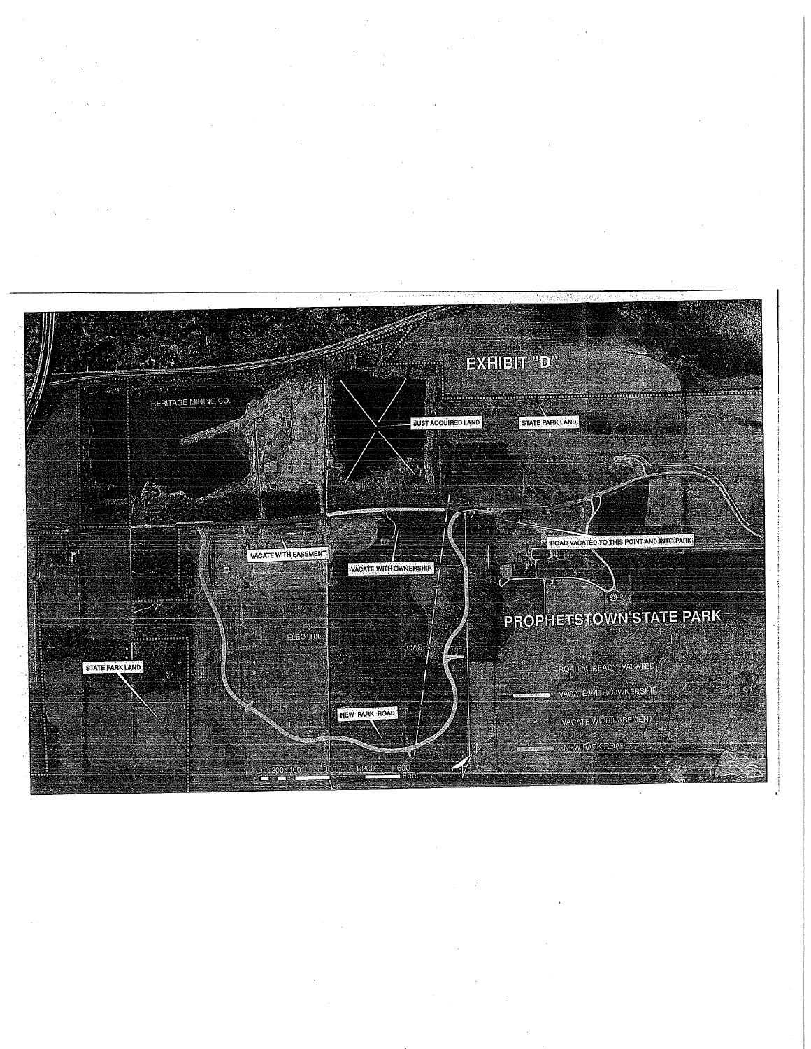# EXHIBIT "D"

HERITAGE MINING CO.

JUST ACQUIRED LAND

STATE PARK LAND

VACATE WITH EASEMENT

VACATE WITH OWNERSHIP

ROAD VACATED TO THIS POINT AND INTO PARK

PROPHETSTOWN STATE PARK

ELECTRIC

GAS

STATE PARK LAND

NEW PARK ROAD

ROAD ALREADY VACATED

VACATE WITH OWNERSHIP

VACATE WITH EASEMENT

NEW PARK ROAD

0 200 400 800 1,200 1,600 Feet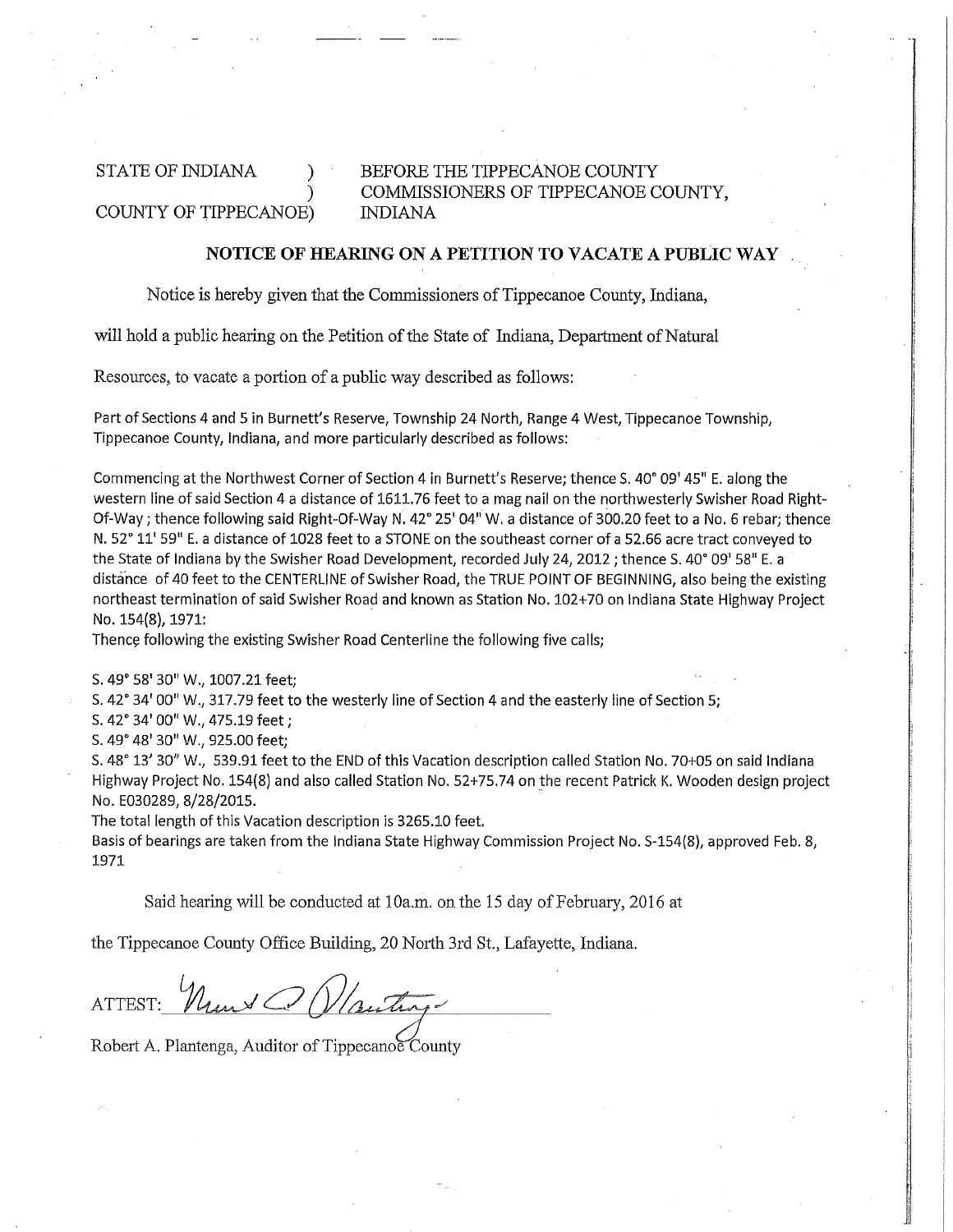STATE OF INDIANA )
) 
COUNTY OF TIPPECANOE)

BEFORE THE TIPPECANOE COUNTY COMMISSIONERS OF TIPPECANOE COUNTY, INDIANA

## NOTICE OF HEARING ON A PETITION TO VACATE A PUBLIC WAY

Notice is hereby given that the Commissioners of Tippecanoe County, Indiana, will hold a public hearing on the Petition of the State of Indiana, Department of Natural Resources, to vacate a portion of a public way described as follows:

Part of Sections 4 and 5 in Burnett's Reserve, Township 24 North, Range 4 West, Tippecanoe Township, Tippecanoe County, Indiana, and more particularly described as follows:

Commencing at the Northwest Corner of Section 4 in Burnett's Reserve; thence S. 40° 09' 45" E. along the western line of said Section 4 a distance of 1611.76 feet to a mag nail on the northwesterly Swisher Road Right-Of-Way ; thence following said Right-Of-Way N. 42° 25' 04" W. a distance of 300.20 feet to a No. 6 rebar; thence N. 52° 11' 59" E. a distance of 1028 feet to a STONE on the southeast corner of a 52.66 acre tract conveyed to the State of Indiana by the Swisher Road Development, recorded July 24, 2012 ; thence S. 40° 09' 58" E. a distance of 40 feet to the CENTERLINE of Swisher Road, the TRUE POINT OF BEGINNING, also being the existing northeast termination of said Swisher Road and known as Station No. 102+70 on Indiana State Highway Project No. 154(8), 1971:

Thence following the existing Swisher Road Centerline the following five calls;

S. 49° 58' 30" W., 1007.21 feet;

S. 42° 34' 00" W., 317.79 feet to the westerly line of Section 4 and the easterly line of Section 5;

S. 42° 34' 00" W., 475.19 feet ;

S. 49° 48' 30" W., 925.00 feet;

S. 48° 13' 30" W., 539.91 feet to the END of this Vacation description called Station No. 70+05 on said Indiana Highway Project No. 154(8) and also called Station No. 52+75.74 on the recent Patrick K. Wooden design project No. E030289, 8/28/2015.

The total length of this Vacation description is 3265.10 feet.

Basis of bearings are taken from the Indiana State Highway Commission Project No. S-154(8), approved Feb. 8, 1971

Said hearing will be conducted at 10a.m. on the 15 day of February, 2016 at the Tippecanoe County Office Building, 20 North 3rd St., Lafayette, Indiana.

ATTEST: [signature]

Robert A. Plantenga, Auditor of Tippecanoe County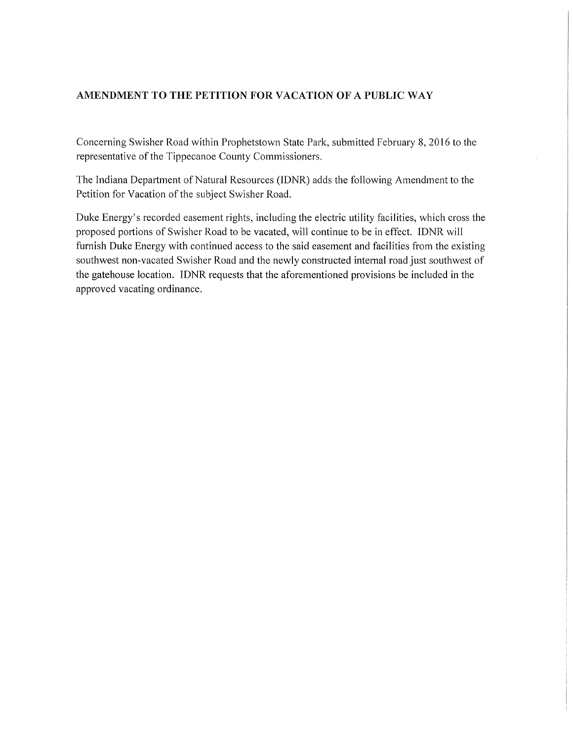## AMENDMENT TO THE PETITION FOR VACATION OF A PUBLIC WAY

Concerning Swisher Road within Prophetstown State Park, submitted February 8, 2016 to the representative of the Tippecanoe County Commissioners.

The Indiana Department of Natural Resources (IDNR) adds the following Amendment to the Petition for Vacation of the subject Swisher Road.

Duke Energy's recorded easement rights, including the electric utility facilities, which cross the proposed portions of Swisher Road to be vacated, will continue to be in effect. IDNR will furnish Duke Energy with continued access to the said easement and facilities from the existing southwest non-vacated Swisher Road and the newly constructed internal road just southwest of the gatehouse location. IDNR requests that the aforementioned provisions be included in the approved vacating ordinance.